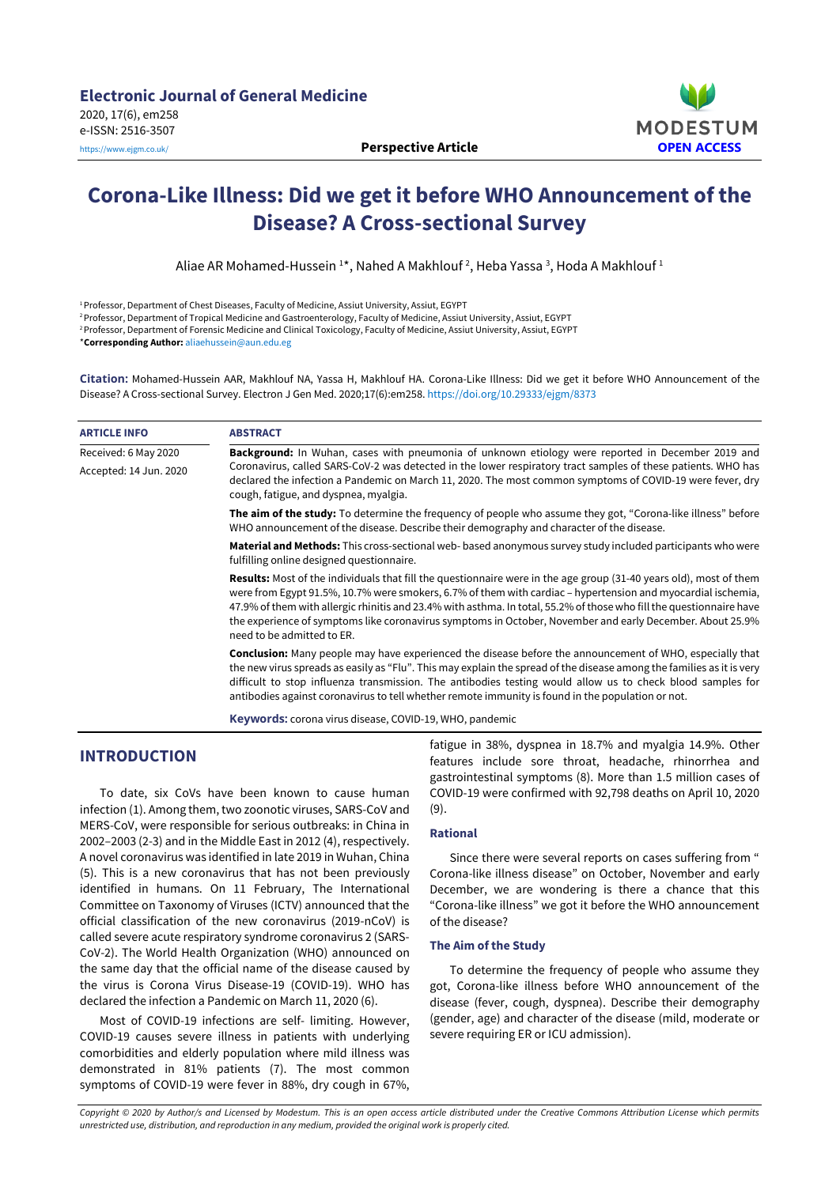Electronic Journal of General Medicine
2020, 17(6), em258
e-ISSN: 2516-3507
https://www.ejgm.co.uk/

**Perspective Article**

MODESTUM OPEN ACCESS

# Corona-Like Illness: Did we get it before WHO Announcement of the Disease? A Cross-sectional Survey

Aliae AR Mohamed-Hussein [1]*, Nahed A Makhlouf [2], Heba Yassa [3], Hoda A Makhlouf [1]

[1] Professor, Department of Chest Diseases, Faculty of Medicine, Assiut University, Assiut, EGYPT
[2] Professor, Department of Tropical Medicine and Gastroenterology, Faculty of Medicine, Assiut University, Assiut, EGYPT
[2] Professor, Department of Forensic Medicine and Clinical Toxicology, Faculty of Medicine, Assiut University, Assiut, EGYPT
***Corresponding Author:** aliaehussein@aun.edu.eg

**Citation:** Mohamed-Hussein AAR, Makhlouf NA, Yassa H, Makhlouf HA. Corona-Like Illness: Did we get it before WHO Announcement of the Disease? A Cross-sectional Survey. Electron J Gen Med. 2020;17(6):em258. https://doi.org/10.29333/ejgm/8373

**ARTICLE INFO**

Received: 6 May 2020

Accepted: 14 Jun. 2020

**ABSTRACT**

**Background:** In Wuhan, cases with pneumonia of unknown etiology were reported in December 2019 and Coronavirus, called SARS-CoV-2 was detected in the lower respiratory tract samples of these patients. WHO has declared the infection a Pandemic on March 11, 2020. The most common symptoms of COVID-19 were fever, dry cough, fatigue, and dyspnea, myalgia.

**The aim of the study:** To determine the frequency of people who assume they got, "Corona-like illness" before WHO announcement of the disease. Describe their demography and character of the disease.

**Material and Methods:** This cross-sectional web- based anonymous survey study included participants who were fulfilling online designed questionnaire.

**Results:** Most of the individuals that fill the questionnaire were in the age group (31-40 years old), most of them were from Egypt 91.5%, 10.7% were smokers, 6.7% of them with cardiac – hypertension and myocardial ischemia, 47.9% of them with allergic rhinitis and 23.4% with asthma. In total, 55.2% of those who fill the questionnaire have the experience of symptoms like coronavirus symptoms in October, November and early December. About 25.9% need to be admitted to ER.

**Conclusion:** Many people may have experienced the disease before the announcement of WHO, especially that the new virus spreads as easily as "Flu". This may explain the spread of the disease among the families as it is very difficult to stop influenza transmission. The antibodies testing would allow us to check blood samples for antibodies against coronavirus to tell whether remote immunity is found in the population or not.

**Keywords:** corona virus disease, COVID-19, WHO, pandemic

## INTRODUCTION

To date, six CoVs have been known to cause human infection (1). Among them, two zoonotic viruses, SARS-CoV and MERS-CoV, were responsible for serious outbreaks: in China in 2002–2003 (2-3) and in the Middle East in 2012 (4), respectively. A novel coronavirus was identified in late 2019 in Wuhan, China (5). This is a new coronavirus that has not been previously identified in humans. On 11 February, The International Committee on Taxonomy of Viruses (ICTV) announced that the official classification of the new coronavirus (2019-nCoV) is called severe acute respiratory syndrome coronavirus 2 (SARS-CoV-2). The World Health Organization (WHO) announced on the same day that the official name of the disease caused by the virus is Corona Virus Disease-19 (COVID-19). WHO has declared the infection a Pandemic on March 11, 2020 (6).

Most of COVID-19 infections are self- limiting. However, COVID-19 causes severe illness in patients with underlying comorbidities and elderly population where mild illness was demonstrated in 81% patients (7). The most common symptoms of COVID-19 were fever in 88%, dry cough in 67%, fatigue in 38%, dyspnea in 18.7% and myalgia 14.9%. Other features include sore throat, headache, rhinorrhea and gastrointestinal symptoms (8). More than 1.5 million cases of COVID-19 were confirmed with 92,798 deaths on April 10, 2020 (9).

### Rational

Since there were several reports on cases suffering from " Corona-like illness disease" on October, November and early December, we are wondering is there a chance that this "Corona-like illness" we got it before the WHO announcement of the disease?

### The Aim of the Study

To determine the frequency of people who assume they got, Corona-like illness before WHO announcement of the disease (fever, cough, dyspnea). Describe their demography (gender, age) and character of the disease (mild, moderate or severe requiring ER or ICU admission).

*Copyright © 2020 by Author/s and Licensed by Modestum. This is an open access article distributed under the Creative Commons Attribution License which permits unrestricted use, distribution, and reproduction in any medium, provided the original work is properly cited.*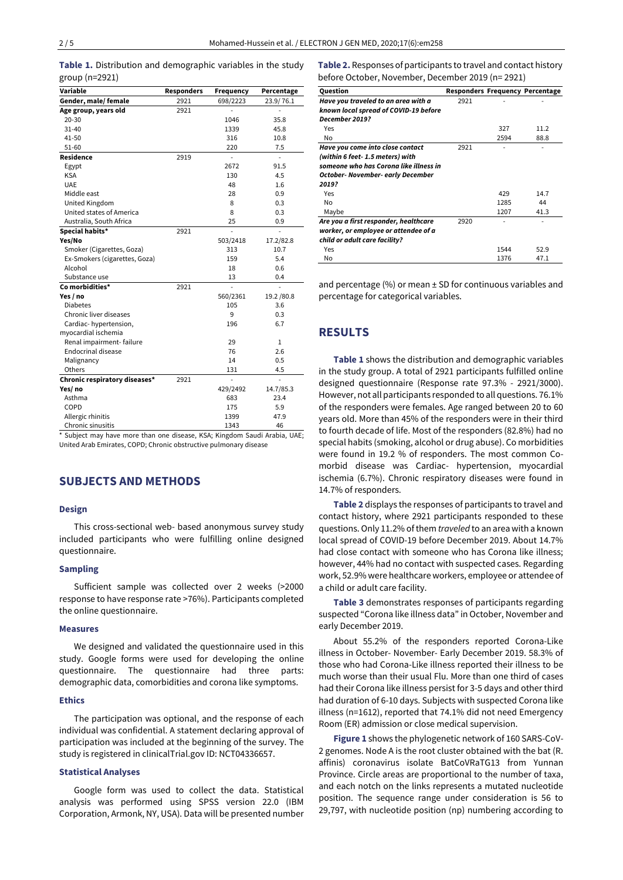**Table 1.** Distribution and demographic variables in the study group (n=2921)

| Variable | Responders | Frequency | Percentage |
|---|---|---|---|
| **Gender, male/ female** | 2921 | 698/2223 | 23.9/ 76.1 |
| **Age group, years old** | 2921 | - | - |
| 20-30 | | 1046 | 35.8 |
| 31-40 | | 1339 | 45.8 |
| 41-50 | | 316 | 10.8 |
| 51-60 | | 220 | 7.5 |
| **Residence** | 2919 | - | - |
| Egypt | | 2672 | 91.5 |
| KSA | | 130 | 4.5 |
| UAE | | 48 | 1.6 |
| Middle east | | 28 | 0.9 |
| United Kingdom | | 8 | 0.3 |
| United states of America | | 8 | 0.3 |
| Australia, South Africa | | 25 | 0.9 |
| **Special habits*** | 2921 | - | - |
| **Yes/No** | | 503/2418 | 17.2/82.8 |
| Smoker (Cigarettes, Goza) | | 313 | 10.7 |
| Ex-Smokers (cigarettes, Goza) | | 159 | 5.4 |
| Alcohol | | 18 | 0.6 |
| Substance use | | 13 | 0.4 |
| **Co morbidities*** | 2921 | - | - |
| **Yes / no** | | 560/2361 | 19.2 /80.8 |
| Diabetes | | 105 | 3.6 |
| Chronic liver diseases | | 9 | 0.3 |
| Cardiac- hypertension, myocardial ischemia | | 196 | 6.7 |
| Renal impairment- failure | | 29 | 1 |
| Endocrinal disease | | 76 | 2.6 |
| Malignancy | | 14 | 0.5 |
| Others | | 131 | 4.5 |
| **Chronic respiratory diseases*** | 2921 | - | - |
| **Yes/ no** | | 429/2492 | 14.7/85.3 |
| Asthma | | 683 | 23.4 |
| COPD | | 175 | 5.9 |
| Allergic rhinitis | | 1399 | 47.9 |
| Chronic sinusitis | | 1343 | 46 |

* Subject may have more than one disease, KSA; Kingdom Saudi Arabia, UAE; United Arab Emirates, COPD; Chronic obstructive pulmonary disease

## SUBJECTS AND METHODS

### Design

This cross-sectional web- based anonymous survey study included participants who were fulfilling online designed questionnaire.

### Sampling

Sufficient sample was collected over 2 weeks (>2000 response to have response rate >76%). Participants completed the online questionnaire.

### Measures

We designed and validated the questionnaire used in this study. Google forms were used for developing the online questionnaire. The questionnaire had three parts: demographic data, comorbidities and corona like symptoms.

### Ethics

The participation was optional, and the response of each individual was confidential. A statement declaring approval of participation was included at the beginning of the survey. The study is registered in clinicalTrial.gov ID: NCT04336657.

### Statistical Analyses

Google form was used to collect the data. Statistical analysis was performed using SPSS version 22.0 (IBM Corporation, Armonk, NY, USA). Data will be presented number and percentage (%) or mean ± SD for continuous variables and percentage for categorical variables.

**Table 2.** Responses of participants to travel and contact history before October, November, December 2019 (n= 2921)

| Question | Responders | Frequency | Percentage |
|---|---|---|---|
| ***Have you traveled to an area with a known local spread of COVID-19 before December 2019?*** | 2921 | - | - |
| Yes | | 327 | 11.2 |
| No | | 2594 | 88.8 |
| ***Have you come into close contact (within 6 feet- 1.5 meters) with someone who has Corona like illness in October- November- early December 2019?*** | 2921 | - | - |
| Yes | | 429 | 14.7 |
| No | | 1285 | 44 |
| Maybe | | 1207 | 41.3 |
| ***Are you a first responder, healthcare worker, or employee or attendee of a child or adult care facility?*** | 2920 | - | - |
| Yes | | 1544 | 52.9 |
| No | | 1376 | 47.1 |

## RESULTS

**Table 1** shows the distribution and demographic variables in the study group. A total of 2921 participants fulfilled online designed questionnaire (Response rate 97.3% - 2921/3000). However, not all participants responded to all questions. 76.1% of the responders were females. Age ranged between 20 to 60 years old. More than 45% of the responders were in their third to fourth decade of life. Most of the responders (82.8%) had no special habits (smoking, alcohol or drug abuse). Co morbidities were found in 19.2 % of responders. The most common Co-morbid disease was Cardiac- hypertension, myocardial ischemia (6.7%). Chronic respiratory diseases were found in 14.7% of responders.

**Table 2** displays the responses of participants to travel and contact history, where 2921 participants responded to these questions. Only 11.2% of them *traveled* to an area with a known local spread of COVID-19 before December 2019. About 14.7% had close contact with someone who has Corona like illness; however, 44% had no contact with suspected cases. Regarding work, 52.9% were healthcare workers, employee or attendee of a child or adult care facility.

**Table 3** demonstrates responses of participants regarding suspected "Corona like illness data" in October, November and early December 2019.

About 55.2% of the responders reported Corona-Like illness in October- November- Early December 2019. 58.3% of those who had Corona-Like illness reported their illness to be much worse than their usual Flu. More than one third of cases had their Corona like illness persist for 3-5 days and other third had duration of 6-10 days. Subjects with suspected Corona like illness (n=1612), reported that 74.1% did not need Emergency Room (ER) admission or close medical supervision.

**Figure 1** shows the phylogenetic network of 160 SARS-CoV-2 genomes. Node A is the root cluster obtained with the bat (R. affinis) coronavirus isolate BatCoVRaTG13 from Yunnan Province. Circle areas are proportional to the number of taxa, and each notch on the links represents a mutated nucleotide position. The sequence range under consideration is 56 to 29,797, with nucleotide position (np) numbering according to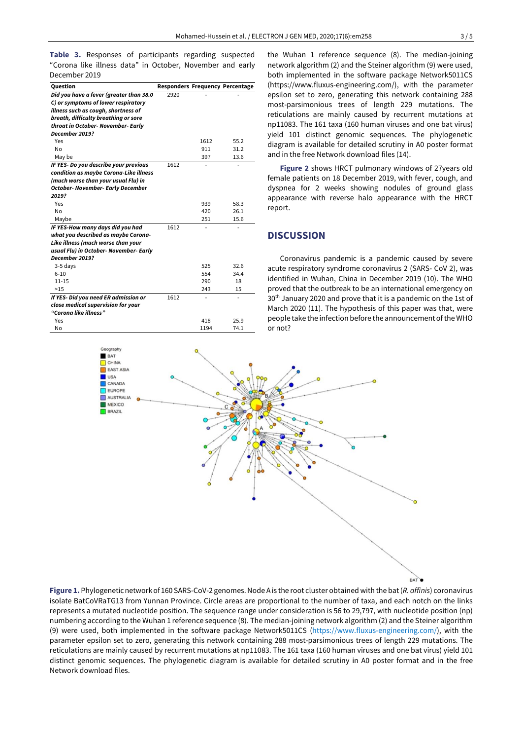**Table 3.** Responses of participants regarding suspected "Corona like illness data" in October, November and early December 2019

| Question | Responders | Frequency | Percentage |
|---|---|---|---|
| ***Did you have a fever (greater than 38.0 C) or symptoms of lower respiratory illness such as cough, shortness of breath, difficulty breathing or sore throat in October- November- Early December 2019?*** | 2920 | - | - |
| Yes | | 1612 | 55.2 |
| No | | 911 | 31.2 |
| May be | | 397 | 13.6 |
| ***IF YES- Do you describe your previous condition as maybe Corona-Like illness (much worse than your usual Flu) in October- November- Early December 2019?*** | 1612 | - | - |
| Yes | | 939 | 58.3 |
| No | | 420 | 26.1 |
| Maybe | | 251 | 15.6 |
| ***IF YES-How many days did you had what you described as maybe Corona-Like illness (much worse than your usual Flu) in October- November- Early December 2019?*** | 1612 | - | - |
| 3-5 days | | 525 | 32.6 |
| 6-10 | | 554 | 34.4 |
| 11-15 | | 290 | 18 |
| >15 | | 243 | 15 |
| ***If YES- Did you need ER admission or close medical supervision for your "Corona like illness"*** | 1612 | - | - |
| Yes | | 418 | 25.9 |
| No | | 1194 | 74.1 |

the Wuhan 1 reference sequence (8). The median-joining network algorithm (2) and the Steiner algorithm (9) were used, both implemented in the software package Network5011CS (https://www.fluxus-engineering.com/), with the parameter epsilon set to zero, generating this network containing 288 most-parsimonious trees of length 229 mutations. The reticulations are mainly caused by recurrent mutations at np11083. The 161 taxa (160 human viruses and one bat virus) yield 101 distinct genomic sequences. The phylogenetic diagram is available for detailed scrutiny in A0 poster format and in the free Network download files (14).

**Figure 2** shows HRCT pulmonary windows of 27years old female patients on 18 December 2019, with fever, cough, and dyspnea for 2 weeks showing nodules of ground glass appearance with reverse halo appearance with the HRCT report.

## DISCUSSION

Coronavirus pandemic is a pandemic caused by severe acute respiratory syndrome coronavirus 2 (SARS- CoV 2), was identified in Wuhan, China in December 2019 (10). The WHO proved that the outbreak to be an international emergency on 30th January 2020 and prove that it is a pandemic on the 1st of March 2020 (11). The hypothesis of this paper was that, were people take the infection before the announcement of the WHO or not?

**Figure 1.** Phylogenetic network of 160 SARS-CoV-2 genomes. Node A is the root cluster obtained with the bat (*R. affinis*) coronavirus isolate BatCoVRaTG13 from Yunnan Province. Circle areas are proportional to the number of taxa, and each notch on the links represents a mutated nucleotide position. The sequence range under consideration is 56 to 29,797, with nucleotide position (np) numbering according to the Wuhan 1 reference sequence (8). The median-joining network algorithm (2) and the Steiner algorithm (9) were used, both implemented in the software package Network5011CS (https://www.fluxus-engineering.com/), with the parameter epsilon set to zero, generating this network containing 288 most-parsimonious trees of length 229 mutations. The reticulations are mainly caused by recurrent mutations at np11083. The 161 taxa (160 human viruses and one bat virus) yield 101 distinct genomic sequences. The phylogenetic diagram is available for detailed scrutiny in A0 poster format and in the free Network download files.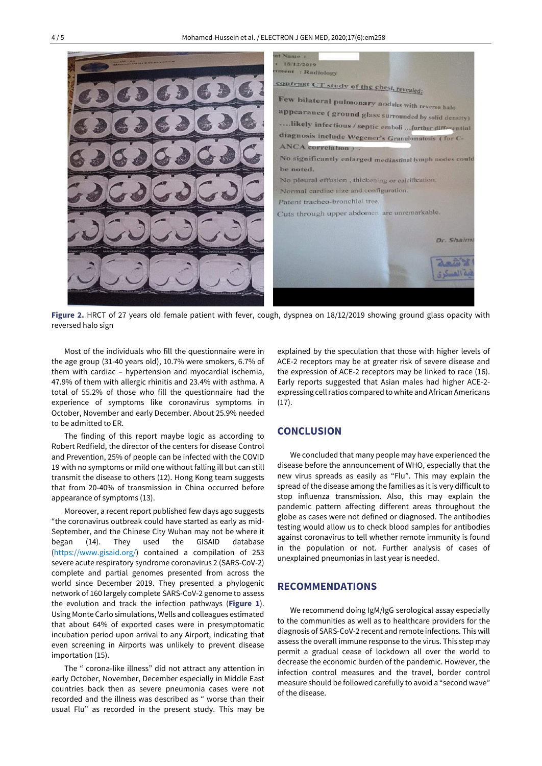**Figure 2.** HRCT of 27 years old female patient with fever, cough, dyspnea on 18/12/2019 showing ground glass opacity with reversed halo sign

Most of the individuals who fill the questionnaire were in the age group (31-40 years old), 10.7% were smokers, 6.7% of them with cardiac – hypertension and myocardial ischemia, 47.9% of them with allergic rhinitis and 23.4% with asthma. A total of 55.2% of those who fill the questionnaire had the experience of symptoms like coronavirus symptoms in October, November and early December. About 25.9% needed to be admitted to ER.

The finding of this report maybe logic as according to Robert Redfield, the director of the centers for disease Control and Prevention, 25% of people can be infected with the COVID 19 with no symptoms or mild one without falling ill but can still transmit the disease to others (12). Hong Kong team suggests that from 20-40% of transmission in China occurred before appearance of symptoms (13).

Moreover, a recent report published few days ago suggests "the coronavirus outbreak could have started as early as mid-September, and the Chinese City Wuhan may not be where it began (14). They used the GISAID database (https://www.gisaid.org/) contained a compilation of 253 severe acute respiratory syndrome coronavirus 2 (SARS-CoV-2) complete and partial genomes presented from across the world since December 2019. They presented a phylogenic network of 160 largely complete SARS-CoV-2 genome to assess the evolution and track the infection pathways (**Figure 1**). Using Monte Carlo simulations, Wells and colleagues estimated that about 64% of exported cases were in presymptomatic incubation period upon arrival to any Airport, indicating that even screening in Airports was unlikely to prevent disease importation (15).

The " corona-like illness" did not attract any attention in early October, November, December especially in Middle East countries back then as severe pneumonia cases were not recorded and the illness was described as " worse than their usual Flu" as recorded in the present study. This may be explained by the speculation that those with higher levels of ACE-2 receptors may be at greater risk of severe disease and the expression of ACE-2 receptors may be linked to race (16). Early reports suggested that Asian males had higher ACE-2-expressing cell ratios compared to white and African Americans (17).

## CONCLUSION

We concluded that many people may have experienced the disease before the announcement of WHO, especially that the new virus spreads as easily as "Flu". This may explain the spread of the disease among the families as it is very difficult to stop influenza transmission. Also, this may explain the pandemic pattern affecting different areas throughout the globe as cases were not defined or diagnosed. The antibodies testing would allow us to check blood samples for antibodies against coronavirus to tell whether remote immunity is found in the population or not. Further analysis of cases of unexplained pneumonias in last year is needed.

## RECOMMENDATIONS

We recommend doing IgM/IgG serological assay especially to the communities as well as to healthcare providers for the diagnosis of SARS-CoV-2 recent and remote infections. This will assess the overall immune response to the virus. This step may permit a gradual cease of lockdown all over the world to decrease the economic burden of the pandemic. However, the infection control measures and the travel, border control measure should be followed carefully to avoid a "second wave" of the disease.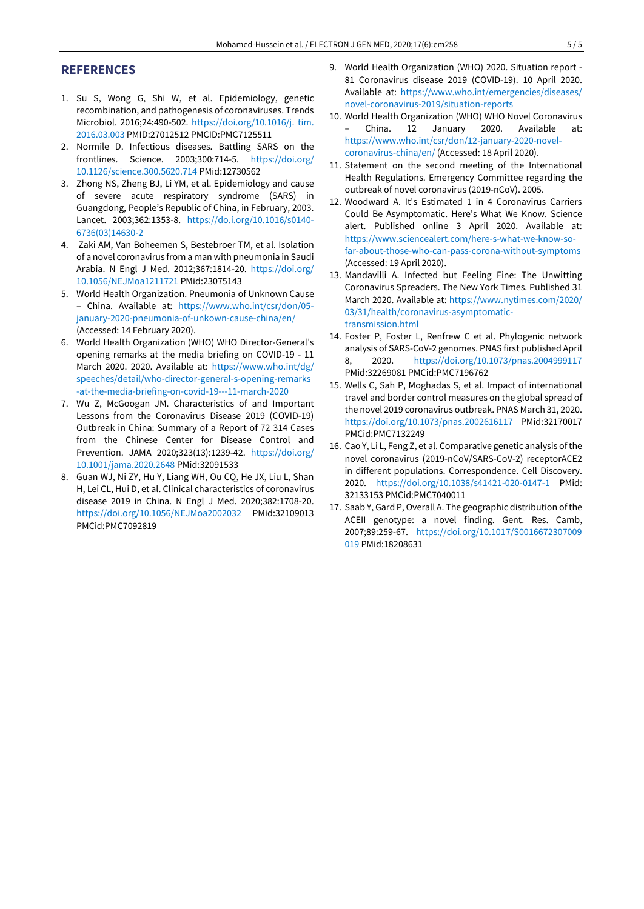## REFERENCES

1. Su S, Wong G, Shi W, et al. Epidemiology, genetic recombination, and pathogenesis of coronaviruses. Trends Microbiol. 2016;24:490-502. https://doi.org/10.1016/j. tim. 2016.03.003 PMID:27012512 PMCID:PMC7125511
2. Normile D. Infectious diseases. Battling SARS on the frontlines. Science. 2003;300:714-5. https://doi.org/10.1126/science.300.5620.714 PMid:12730562
3. Zhong NS, Zheng BJ, Li YM, et al. Epidemiology and cause of severe acute respiratory syndrome (SARS) in Guangdong, People's Republic of China, in February, 2003. Lancet. 2003;362:1353-8. https://do.i.org/10.1016/s0140-6736(03)14630-2
4. Zaki AM, Van Boheemen S, Bestebroer TM, et al. Isolation of a novel coronavirus from a man with pneumonia in Saudi Arabia. N Engl J Med. 2012;367:1814-20. https://doi.org/10.1056/NEJMoa1211721 PMid:23075143
5. World Health Organization. Pneumonia of Unknown Cause – China. Available at: https://www.who.int/csr/don/05-january-2020-pneumonia-of-unkown-cause-china/en/ (Accessed: 14 February 2020).
6. World Health Organization (WHO) WHO Director-General's opening remarks at the media briefing on COVID-19 - 11 March 2020. 2020. Available at: https://www.who.int/dg/speeches/detail/who-director-general-s-opening-remarks-at-the-media-briefing-on-covid-19---11-march-2020
7. Wu Z, McGoogan JM. Characteristics of and Important Lessons from the Coronavirus Disease 2019 (COVID-19) Outbreak in China: Summary of a Report of 72 314 Cases from the Chinese Center for Disease Control and Prevention. JAMA 2020;323(13):1239-42. https://doi.org/10.1001/jama.2020.2648 PMid:32091533
8. Guan WJ, Ni ZY, Hu Y, Liang WH, Ou CQ, He JX, Liu L, Shan H, Lei CL, Hui D, et al. Clinical characteristics of coronavirus disease 2019 in China. N Engl J Med. 2020;382:1708-20. https://doi.org/10.1056/NEJMoa2002032 PMid:32109013 PMCid:PMC7092819
9. World Health Organization (WHO) 2020. Situation report - 81 Coronavirus disease 2019 (COVID-19). 10 April 2020. Available at: https://www.who.int/emergencies/diseases/novel-coronavirus-2019/situation-reports
10. World Health Organization (WHO) WHO Novel Coronavirus – China. 12 January 2020. Available at: https://www.who.int/csr/don/12-january-2020-novel-coronavirus-china/en/ (Accessed: 18 April 2020).
11. Statement on the second meeting of the International Health Regulations. Emergency Committee regarding the outbreak of novel coronavirus (2019-nCoV). 2005.
12. Woodward A. It's Estimated 1 in 4 Coronavirus Carriers Could Be Asymptomatic. Here's What We Know. Science alert. Published online 3 April 2020. Available at: https://www.sciencealert.com/here-s-what-we-know-so-far-about-those-who-can-pass-corona-without-symptoms (Accessed: 19 April 2020).
13. Mandavilli A. Infected but Feeling Fine: The Unwitting Coronavirus Spreaders. The New York Times. Published 31 March 2020. Available at: https://www.nytimes.com/2020/03/31/health/coronavirus-asymptomatic-transmission.html
14. Foster P, Foster L, Renfrew C et al. Phylogenic network analysis of SARS-CoV-2 genomes. PNAS first published April 8, 2020. https://doi.org/10.1073/pnas.2004999117 PMid:32269081 PMCid:PMC7196762
15. Wells C, Sah P, Moghadas S, et al. Impact of international travel and border control measures on the global spread of the novel 2019 coronavirus outbreak. PNAS March 31, 2020. https://doi.org/10.1073/pnas.2002616117 PMid:32170017 PMCid:PMC7132249
16. Cao Y, Li L, Feng Z, et al. Comparative genetic analysis of the novel coronavirus (2019-nCoV/SARS-CoV-2) receptorACE2 in different populations. Correspondence. Cell Discovery. 2020. https://doi.org/10.1038/s41421-020-0147-1 PMid: 32133153 PMCid:PMC7040011
17. Saab Y, Gard P, Overall A. The geographic distribution of the ACEII genotype: a novel finding. Gent. Res. Camb, 2007;89:259-67. https://doi.org/10.1017/S0016672307009019 PMid:18208631